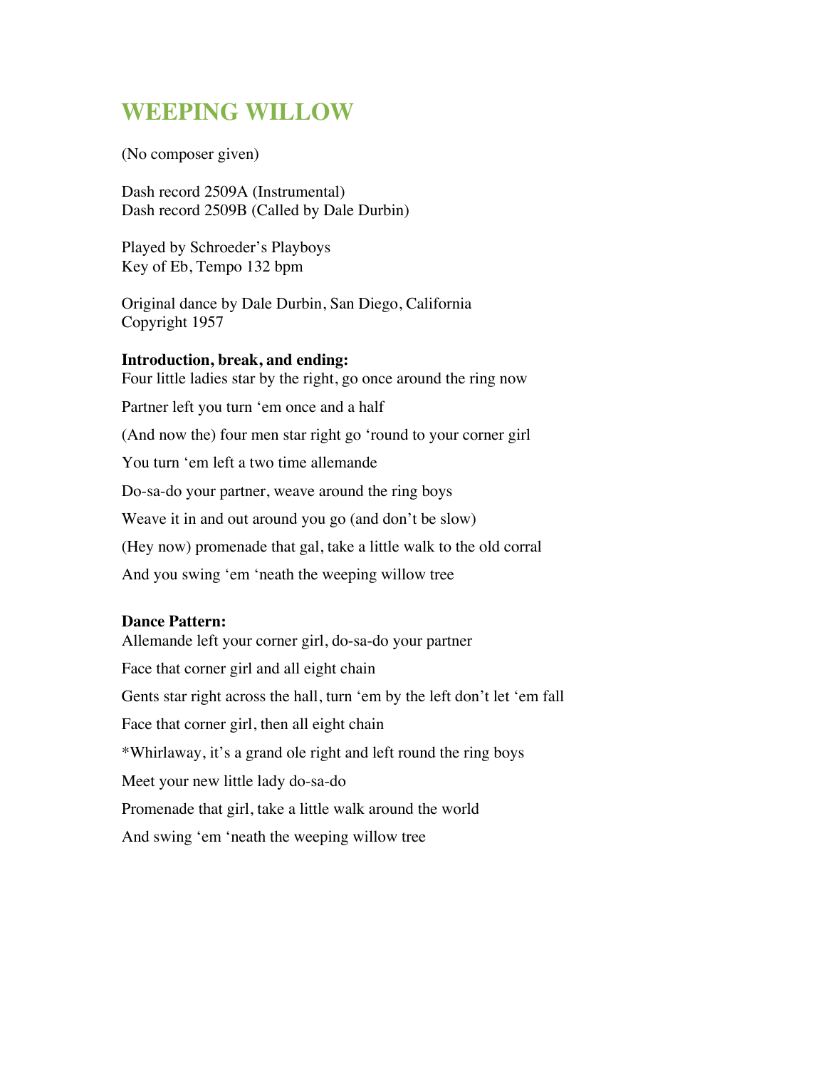# WEEPING WILLOW

(No composer given)

Dash record 2509A (Instrumental)
Dash record 2509B (Called by Dale Durbin)

Played by Schroeder's Playboys
Key of Eb, Tempo 132 bpm

Original dance by Dale Durbin, San Diego, California
Copyright 1957

**Introduction, break, and ending:**

Four little ladies star by the right, go once around the ring now

Partner left you turn 'em once and a half

(And now the) four men star right go 'round to your corner girl

You turn 'em left a two time allemande

Do-sa-do your partner, weave around the ring boys

Weave it in and out around you go (and don't be slow)

(Hey now) promenade that gal, take a little walk to the old corral

And you swing 'em 'neath the weeping willow tree

**Dance Pattern:**

Allemande left your corner girl, do-sa-do your partner

Face that corner girl and all eight chain

Gents star right across the hall, turn 'em by the left don't let 'em fall

Face that corner girl, then all eight chain

*Whirlaway, it's a grand ole right and left round the ring boys

Meet your new little lady do-sa-do

Promenade that girl, take a little walk around the world

And swing 'em 'neath the weeping willow tree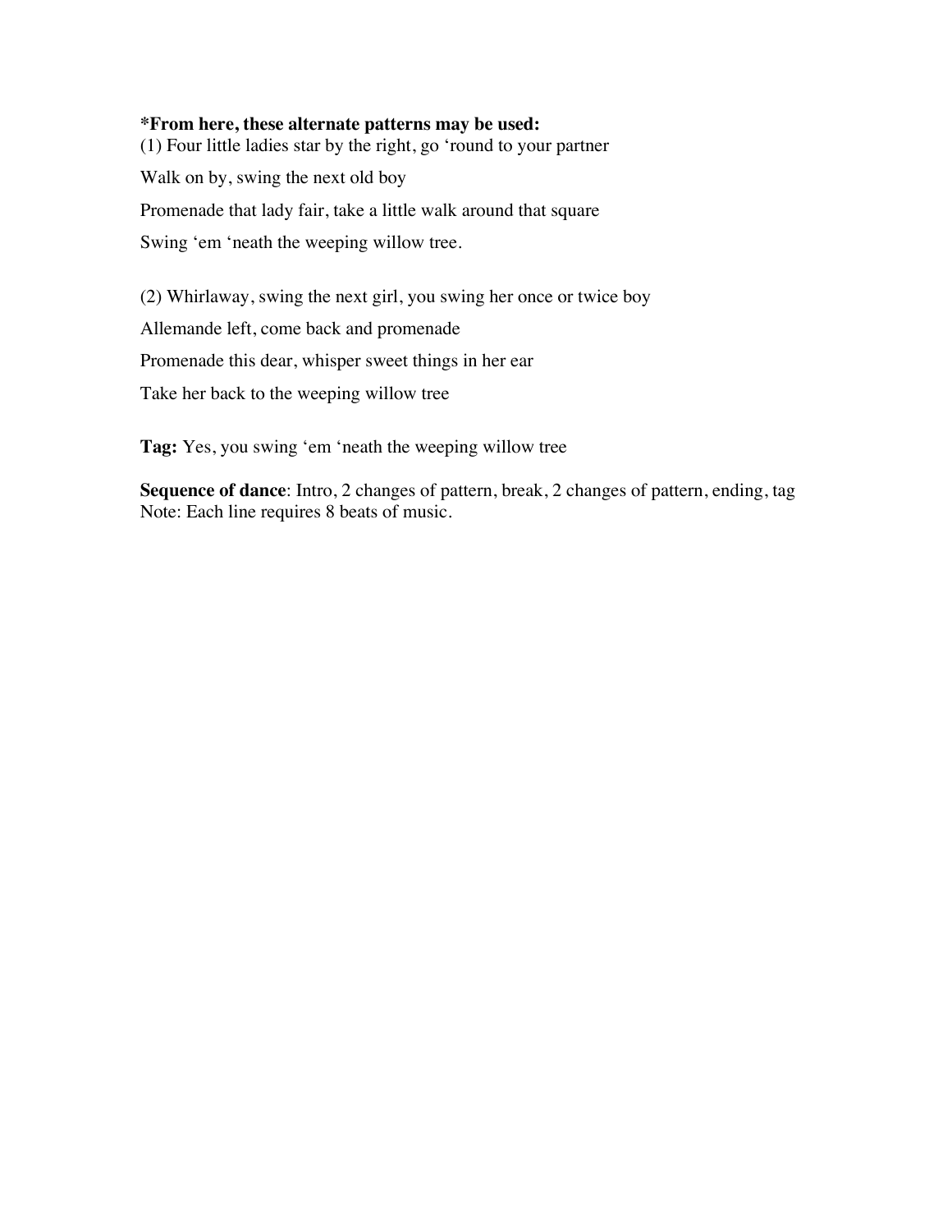**\*From here, these alternate patterns may be used:**

(1) Four little ladies star by the right, go ‘round to your partner

Walk on by, swing the next old boy

Promenade that lady fair, take a little walk around that square

Swing ‘em ‘neath the weeping willow tree.

(2) Whirlaway, swing the next girl, you swing her once or twice boy

Allemande left, come back and promenade

Promenade this dear, whisper sweet things in her ear

Take her back to the weeping willow tree

**Tag:** Yes, you swing ‘em ‘neath the weeping willow tree

**Sequence of dance**: Intro, 2 changes of pattern, break, 2 changes of pattern, ending, tag
Note: Each line requires 8 beats of music.